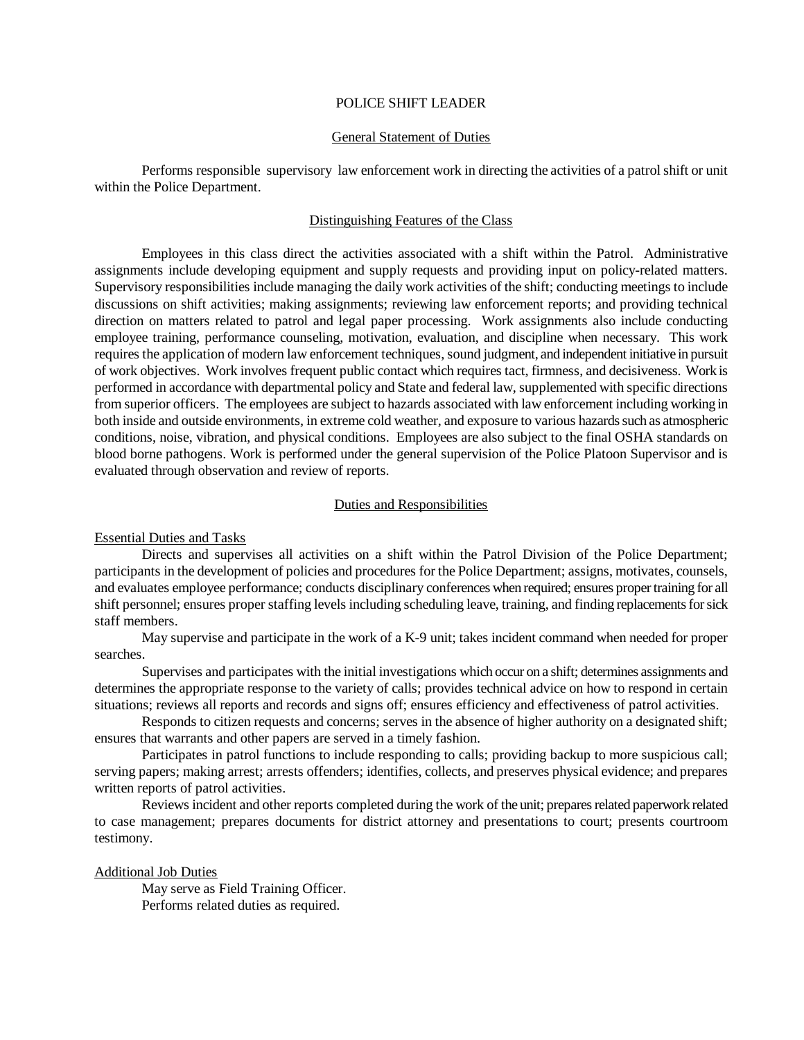# POLICE SHIFT LEADER

## General Statement of Duties

Performs responsible supervisory law enforcement work in directing the activities of a patrol shift or unit within the Police Department.

## Distinguishing Features of the Class

Employees in this class direct the activities associated with a shift within the Patrol. Administrative assignments include developing equipment and supply requests and providing input on policy-related matters. Supervisory responsibilities include managing the daily work activities of the shift; conducting meetings to include discussions on shift activities; making assignments; reviewing law enforcement reports; and providing technical direction on matters related to patrol and legal paper processing. Work assignments also include conducting employee training, performance counseling, motivation, evaluation, and discipline when necessary. This work requires the application of modern law enforcement techniques, sound judgment, and independent initiative in pursuit of work objectives. Work involves frequent public contact which requires tact, firmness, and decisiveness. Work is performed in accordance with departmental policy and State and federal law, supplemented with specific directions from superior officers. The employees are subject to hazards associated with law enforcement including working in both inside and outside environments, in extreme cold weather, and exposure to various hazards such as atmospheric conditions, noise, vibration, and physical conditions. Employees are also subject to the final OSHA standards on blood borne pathogens. Work is performed under the general supervision of the Police Platoon Supervisor and is evaluated through observation and review of reports.

## Duties and Responsibilities

### Essential Duties and Tasks

Directs and supervises all activities on a shift within the Patrol Division of the Police Department; participants in the development of policies and procedures for the Police Department; assigns, motivates, counsels, and evaluates employee performance; conducts disciplinary conferences when required; ensures proper training for all shift personnel; ensures proper staffing levels including scheduling leave, training, and finding replacements for sick staff members.

May supervise and participate in the work of a K-9 unit; takes incident command when needed for proper searches.

Supervises and participates with the initial investigations which occur on a shift; determines assignments and determines the appropriate response to the variety of calls; provides technical advice on how to respond in certain situations; reviews all reports and records and signs off; ensures efficiency and effectiveness of patrol activities.

Responds to citizen requests and concerns; serves in the absence of higher authority on a designated shift; ensures that warrants and other papers are served in a timely fashion.

Participates in patrol functions to include responding to calls; providing backup to more suspicious call; serving papers; making arrest; arrests offenders; identifies, collects, and preserves physical evidence; and prepares written reports of patrol activities.

Reviews incident and other reports completed during the work of the unit; prepares related paperwork related to case management; prepares documents for district attorney and presentations to court; presents courtroom testimony.

### Additional Job Duties

May serve as Field Training Officer.
Performs related duties as required.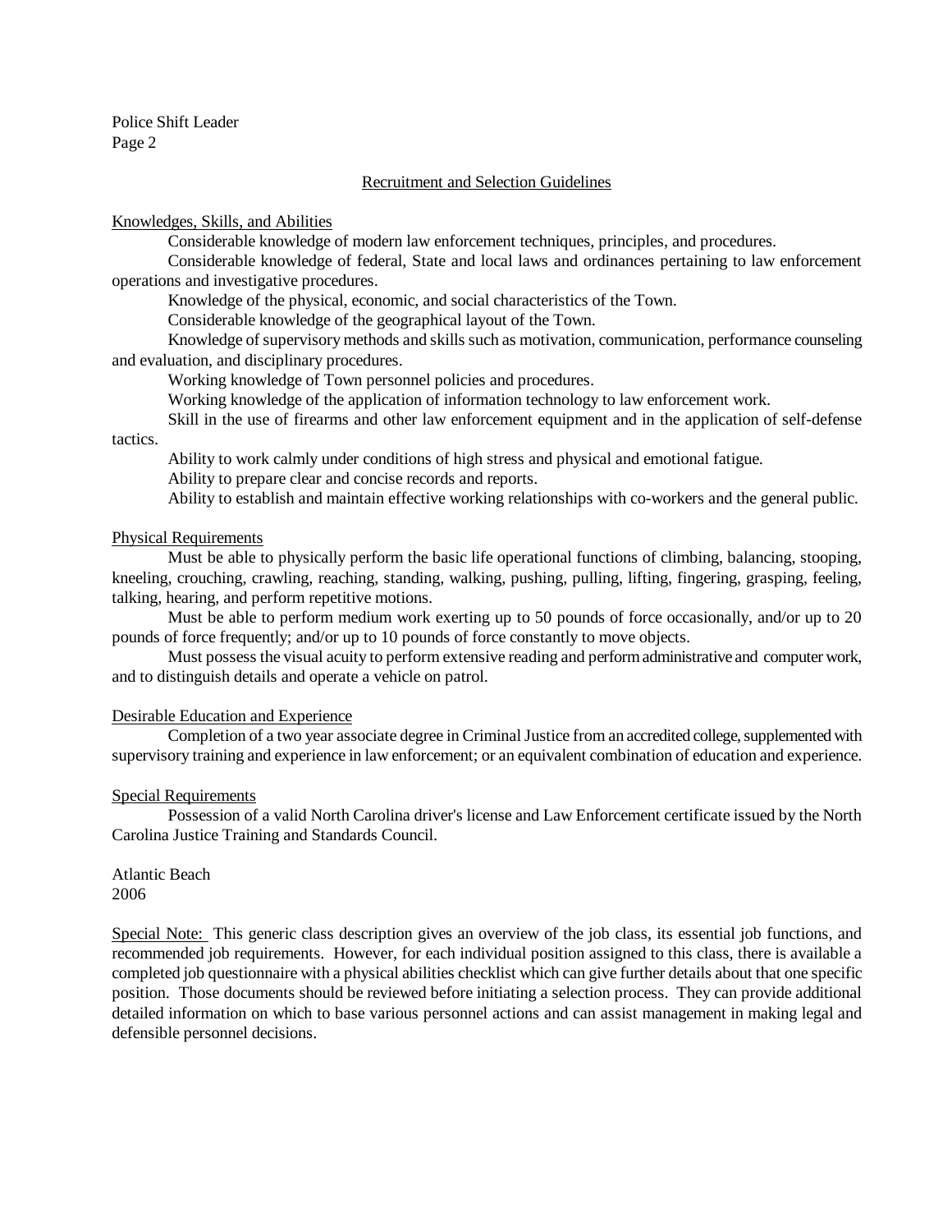## Recruitment and Selection Guidelines

### Knowledges, Skills, and Abilities

Considerable knowledge of modern law enforcement techniques, principles, and procedures.

Considerable knowledge of federal, State and local laws and ordinances pertaining to law enforcement operations and investigative procedures.

Knowledge of the physical, economic, and social characteristics of the Town.

Considerable knowledge of the geographical layout of the Town.

Knowledge of supervisory methods and skills such as motivation, communication, performance counseling and evaluation, and disciplinary procedures.

Working knowledge of Town personnel policies and procedures.

Working knowledge of the application of information technology to law enforcement work.

Skill in the use of firearms and other law enforcement equipment and in the application of self-defense tactics.

Ability to work calmly under conditions of high stress and physical and emotional fatigue.

Ability to prepare clear and concise records and reports.

Ability to establish and maintain effective working relationships with co-workers and the general public.

### Physical Requirements

Must be able to physically perform the basic life operational functions of climbing, balancing, stooping, kneeling, crouching, crawling, reaching, standing, walking, pushing, pulling, lifting, fingering, grasping, feeling, talking, hearing, and perform repetitive motions.

Must be able to perform medium work exerting up to 50 pounds of force occasionally, and/or up to 20 pounds of force frequently; and/or up to 10 pounds of force constantly to move objects.

Must possess the visual acuity to perform extensive reading and perform administrative and computer work, and to distinguish details and operate a vehicle on patrol.

### Desirable Education and Experience

Completion of a two year associate degree in Criminal Justice from an accredited college, supplemented with supervisory training and experience in law enforcement; or an equivalent combination of education and experience.

### Special Requirements

Possession of a valid North Carolina driver's license and Law Enforcement certificate issued by the North Carolina Justice Training and Standards Council.

Atlantic Beach
2006

Special Note: This generic class description gives an overview of the job class, its essential job functions, and recommended job requirements. However, for each individual position assigned to this class, there is available a completed job questionnaire with a physical abilities checklist which can give further details about that one specific position. Those documents should be reviewed before initiating a selection process. They can provide additional detailed information on which to base various personnel actions and can assist management in making legal and defensible personnel decisions.